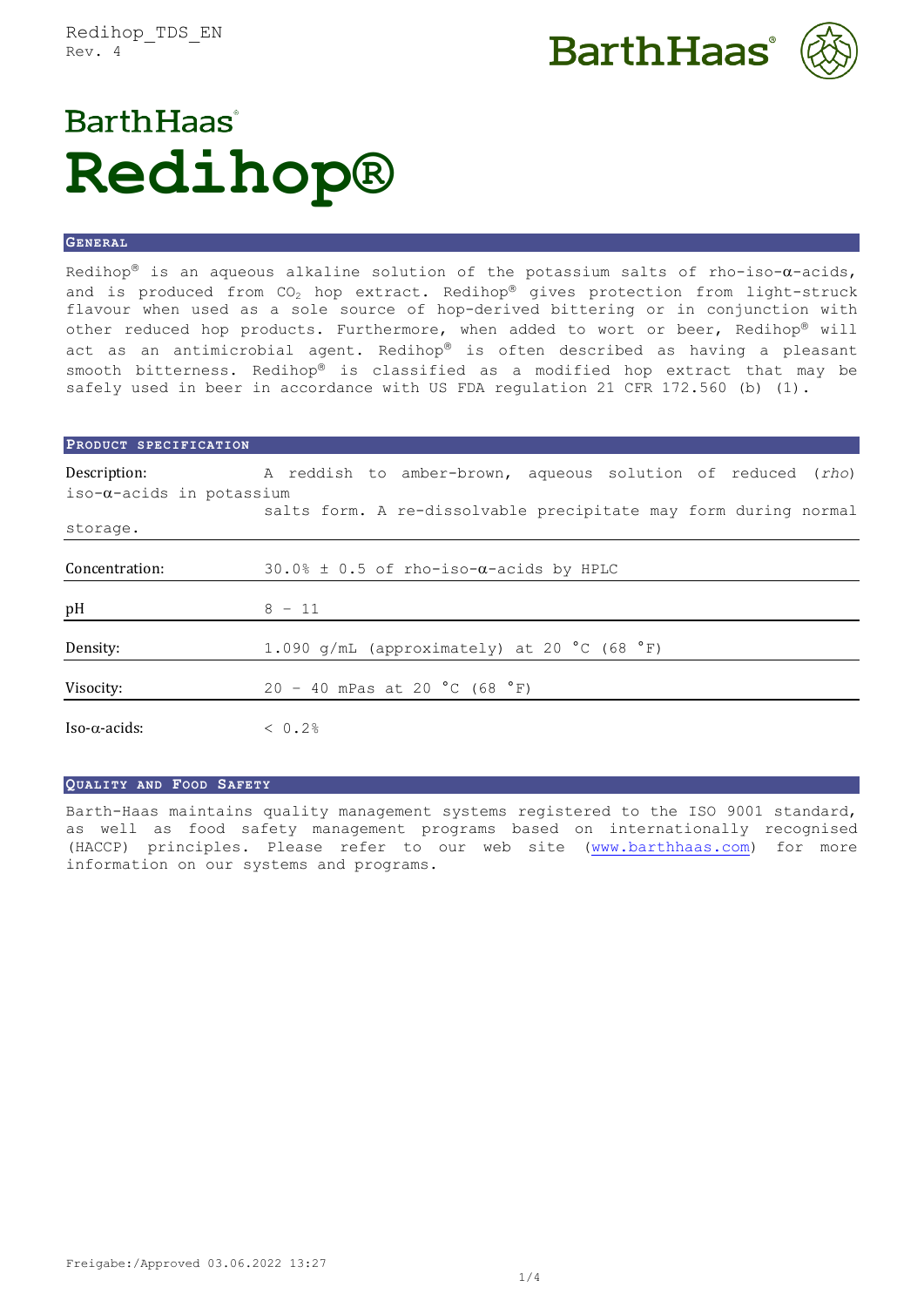# BarthHaas Redihop®

## General

Redihop® is an aqueous alkaline solution of the potassium salts of rho-iso-α-acids, and is produced from $CO_2$ hop extract. Redihop® gives protection from light-struck flavour when used as a sole source of hop-derived bittering or in conjunction with other reduced hop products. Furthermore, when added to wort or beer, Redihop® will act as an antimicrobial agent. Redihop® is often described as having a pleasant smooth bitterness. Redihop® is classified as a modified hop extract that may be safely used in beer in accordance with US FDA regulation 21 CFR 172.560 (b) (1).

## Product specification

| | |
|---|---|
| Description: | A reddish to amber-brown, aqueous solution of reduced (*rho*) iso-α-acids in potassium salts form. A re-dissolvable precipitate may form during normal storage. |
| Concentration: | 30.0% ± 0.5 of rho-iso-α-acids by HPLC |
| pH | 8 – 11 |
| Density: | 1.090 g/mL (approximately) at 20 °C (68 °F) |
| Visocity: | 20 – 40 mPas at 20 °C (68 °F) |
| Iso-α-acids: | < 0.2% |

## Quality and Food Safety

Barth-Haas maintains quality management systems registered to the ISO 9001 standard, as well as food safety management programs based on internationally recognised (HACCP) principles. Please refer to our web site (www.barthhaas.com) for more information on our systems and programs.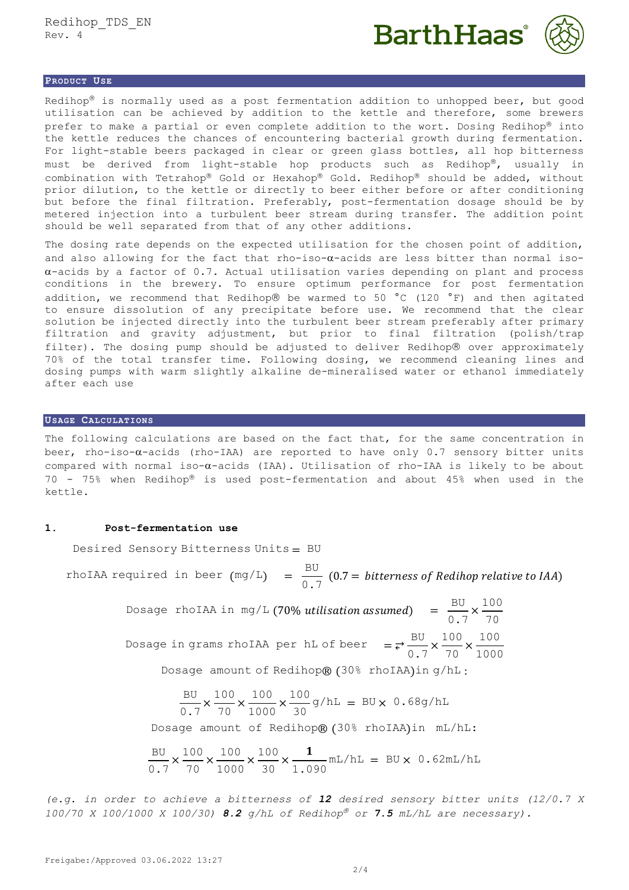## Product Use

Redihop® is normally used as a post fermentation addition to unhopped beer, but good utilisation can be achieved by addition to the kettle and therefore, some brewers prefer to make a partial or even complete addition to the wort. Dosing Redihop® into the kettle reduces the chances of encountering bacterial growth during fermentation. For light-stable beers packaged in clear or green glass bottles, all hop bitterness must be derived from light-stable hop products such as Redihop®, usually in combination with Tetrahop® Gold or Hexahop® Gold. Redihop® should be added, without prior dilution, to the kettle or directly to beer either before or after conditioning but before the final filtration. Preferably, post-fermentation dosage should be by metered injection into a turbulent beer stream during transfer. The addition point should be well separated from that of any other additions.

The dosing rate depends on the expected utilisation for the chosen point of addition, and also allowing for the fact that rho-iso-α-acids are less bitter than normal iso-α-acids by a factor of 0.7. Actual utilisation varies depending on plant and process conditions in the brewery. To ensure optimum performance for post fermentation addition, we recommend that Redihop® be warmed to 50 °C (120 °F) and then agitated to ensure dissolution of any precipitate before use. We recommend that the clear solution be injected directly into the turbulent beer stream preferably after primary filtration and gravity adjustment, but prior to final filtration (polish/trap filter). The dosing pump should be adjusted to deliver Redihop® over approximately 70% of the total transfer time. Following dosing, we recommend cleaning lines and dosing pumps with warm slightly alkaline de-mineralised water or ethanol immediately after each use

## Usage Calculations

The following calculations are based on the fact that, for the same concentration in beer, rho-iso-α-acids (rho-IAA) are reported to have only 0.7 sensory bitter units compared with normal iso-α-acids (IAA). Utilisation of rho-IAA is likely to be about 70 - 75% when Redihop® is used post-fermentation and about 45% when used in the kettle.

### 1. Post-fermentation use

$$\text{Desired Sensory Bitterness Units} = \text{BU}$$

$$\text{rhoIAA required in beer (mg/L)} = \frac{\text{BU}}{0.7} \;(0.7 = \textit{bitterness of Redihop relative to IAA})$$

$$\text{Dosage rhoIAA in mg/L } (70\% \textit{ utilisation assumed}) = \frac{\text{BU}}{0.7} \times \frac{100}{70}$$

$$\text{Dosage in grams rhoIAA per hL of beer} = \frac{\text{BU}}{0.7} \times \frac{100}{70} \times \frac{100}{1000}$$

Dosage amount of Redihop® (30% rhoIAA) in g/hL:

$$\frac{\text{BU}}{0.7} \times \frac{100}{70} \times \frac{100}{1000} \times \frac{100}{30}\,\text{g/hL} = \text{BU} \times 0.68\,\text{g/hL}$$

Dosage amount of Redihop® (30% rhoIAA) in mL/hL:

$$\frac{\text{BU}}{0.7} \times \frac{100}{70} \times \frac{100}{1000} \times \frac{100}{30} \times \frac{\mathbf{1}}{1.090}\,\text{mL/hL} = \text{BU} \times 0.62\,\text{mL/hL}$$

*(e.g. in order to achieve a bitterness of **12** desired sensory bitter units (12/0.7 X 100/70 X 100/1000 X 100/30) **8.2** g/hL of Redihop® or **7.5** mL/hL are necessary).*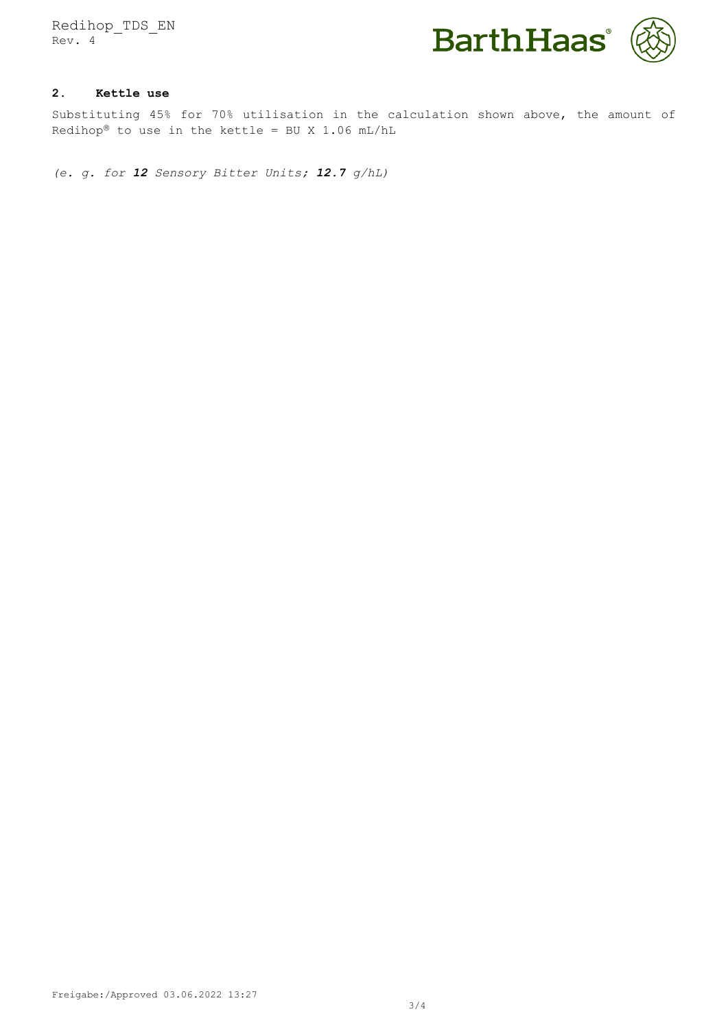## 2. Kettle use

Substituting 45% for 70% utilisation in the calculation shown above, the amount of Redihop® to use in the kettle = BU X 1.06 mL/hL

*(e. g. for **12** Sensory Bitter Units; **12.7** g/hL)*

Freigabe:/Approved 03.06.2022 13:27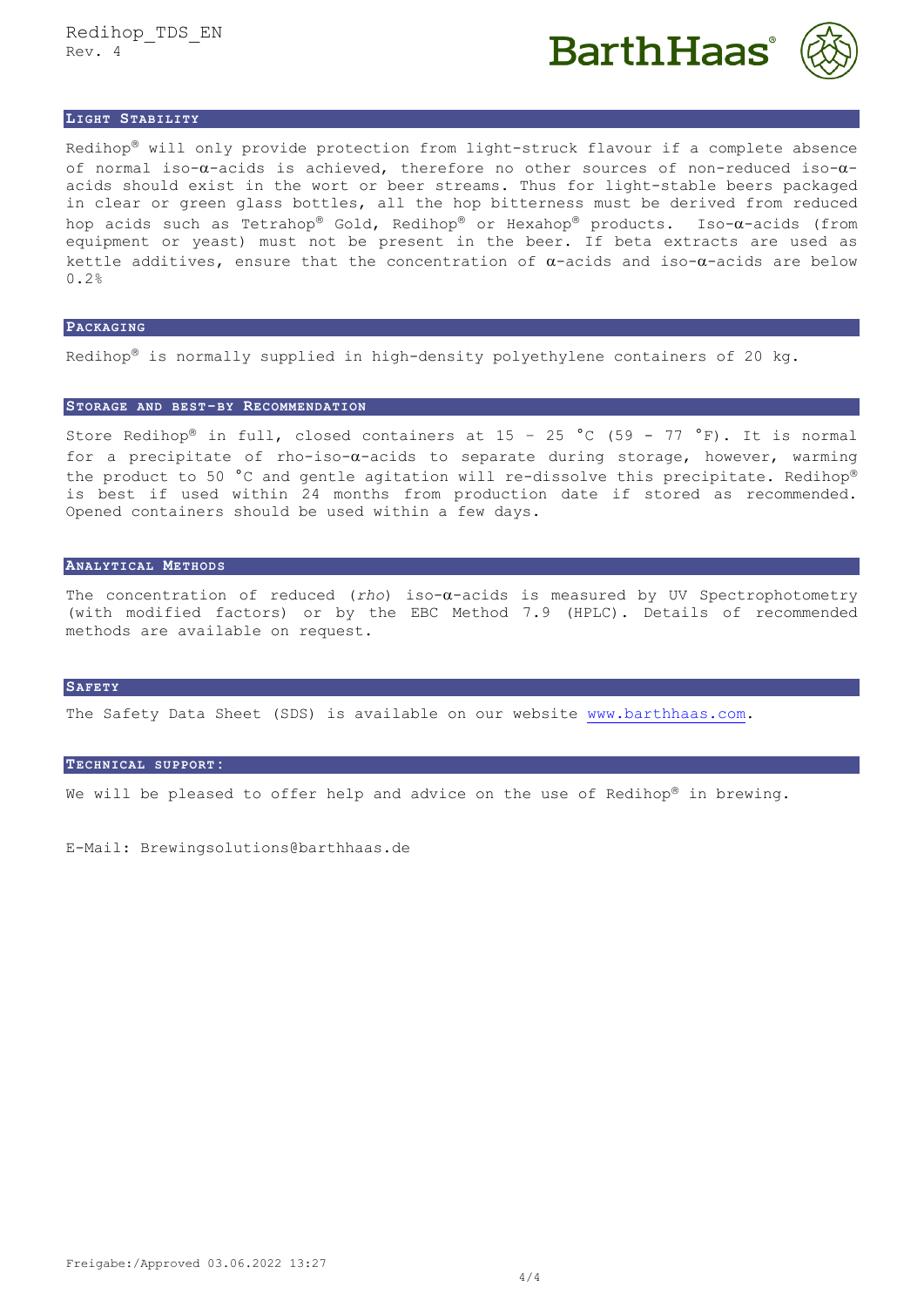## Light Stability

Redihop® will only provide protection from light-struck flavour if a complete absence of normal iso-α-acids is achieved, therefore no other sources of non-reduced iso-α-acids should exist in the wort or beer streams. Thus for light-stable beers packaged in clear or green glass bottles, all the hop bitterness must be derived from reduced hop acids such as Tetrahop® Gold, Redihop® or Hexahop® products. Iso-α-acids (from equipment or yeast) must not be present in the beer. If beta extracts are used as kettle additives, ensure that the concentration of α-acids and iso-α-acids are below 0.2%

## Packaging

Redihop® is normally supplied in high-density polyethylene containers of 20 kg.

## Storage and best-by Recommendation

Store Redihop® in full, closed containers at 15 – 25 °C (59 - 77 °F). It is normal for a precipitate of rho-iso-α-acids to separate during storage, however, warming the product to 50 °C and gentle agitation will re-dissolve this precipitate. Redihop® is best if used within 24 months from production date if stored as recommended. Opened containers should be used within a few days.

## Analytical Methods

The concentration of reduced (*rho*) iso-α-acids is measured by UV Spectrophotometry (with modified factors) or by the EBC Method 7.9 (HPLC). Details of recommended methods are available on request.

## Safety

The Safety Data Sheet (SDS) is available on our website www.barthhaas.com.

## Technical support:

We will be pleased to offer help and advice on the use of Redihop® in brewing.

E-Mail: Brewingsolutions@barthhaas.de

Freigabe:/Approved 03.06.2022 13:27